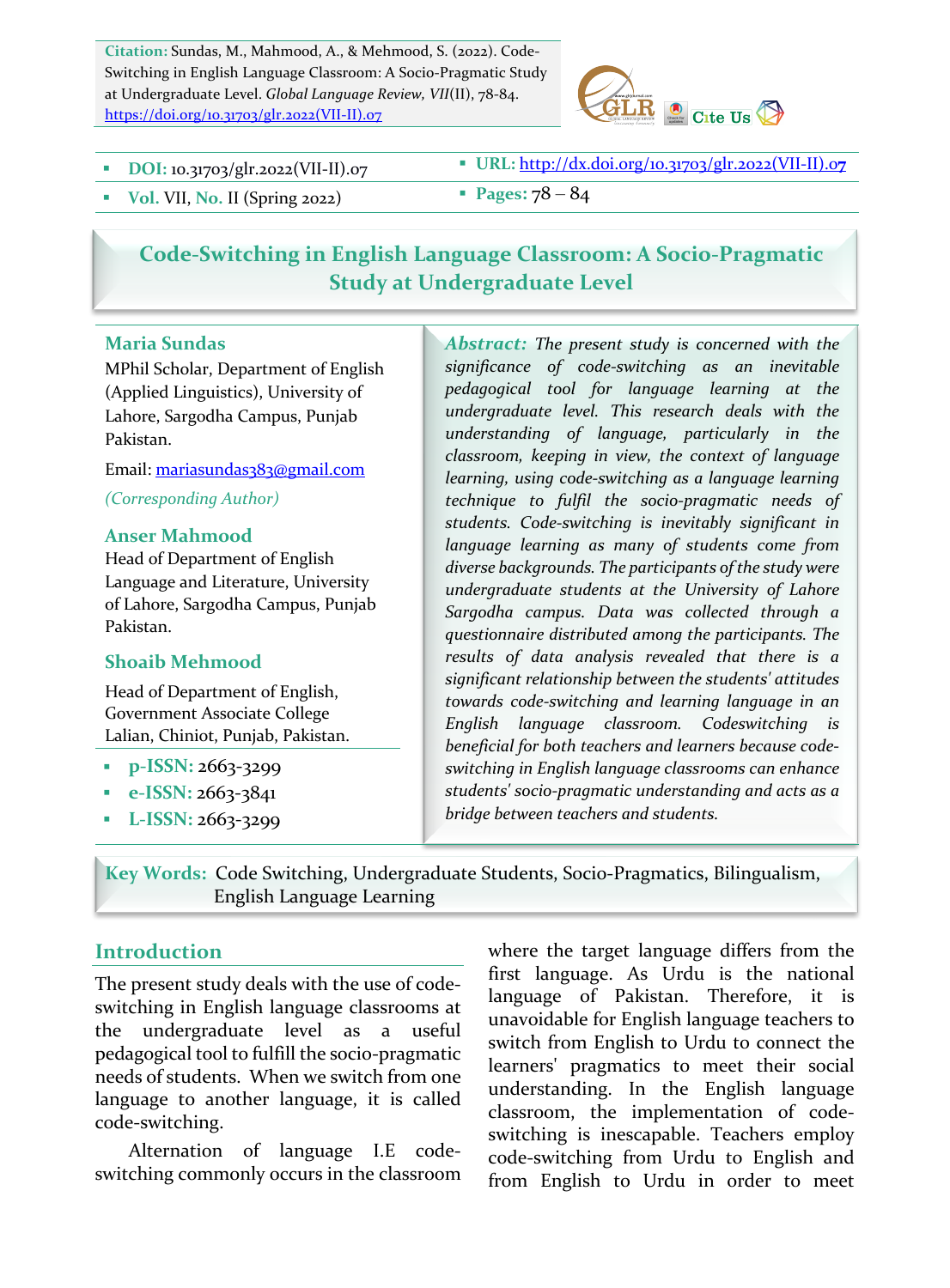**Citation:** Sundas, M., Mahmood, A., & Mehmood, S. (2022). Code-Switching in English Language Classroom: A Socio-Pragmatic Study at Undergraduate Level. *Global Language Review, VII*(II), 78-84. https://doi.org/10.31703/glr.2022(VII-II).07

- **DOI:** 10.31703/glr.2022(VII-II).07
- **Vol.** VII, **No.** II (Spring 2022)
- **URL:** http://dx.doi.org/10.31703/glr.2022(VII-II).07
- **Pages:** 78 – 84

# Code-Switching in English Language Classroom: A Socio-Pragmatic Study at Undergraduate Level

**Maria Sundas**
MPhil Scholar, Department of English (Applied Linguistics), University of Lahore, Sargodha Campus, Punjab Pakistan.
Email: mariasundas383@gmail.com
*(Corresponding Author)*

**Anser Mahmood**
Head of Department of English Language and Literature, University of Lahore, Sargodha Campus, Punjab Pakistan.

**Shoaib Mehmood**
Head of Department of English, Government Associate College Lalian, Chiniot, Punjab, Pakistan.

- **p-ISSN:** 2663-3299
- **e-ISSN:** 2663-3841
- **L-ISSN:** 2663-3299

***Abstract:*** *The present study is concerned with the significance of code-switching as an inevitable pedagogical tool for language learning at the undergraduate level. This research deals with the understanding of language, particularly in the classroom, keeping in view, the context of language learning, using code-switching as a language learning technique to fulfil the socio-pragmatic needs of students. Code-switching is inevitably significant in language learning as many of students come from diverse backgrounds. The participants of the study were undergraduate students at the University of Lahore Sargodha campus. Data was collected through a questionnaire distributed among the participants. The results of data analysis revealed that there is a significant relationship between the students' attitudes towards code-switching and learning language in an English language classroom. Codeswitching is beneficial for both teachers and learners because code-switching in English language classrooms can enhance students' socio-pragmatic understanding and acts as a bridge between teachers and students.*

**Key Words:** Code Switching, Undergraduate Students, Socio-Pragmatics, Bilingualism, English Language Learning

## Introduction

The present study deals with the use of code-switching in English language classrooms at the undergraduate level as a useful pedagogical tool to fulfill the socio-pragmatic needs of students. When we switch from one language to another language, it is called code-switching.

Alternation of language I.E code-switching commonly occurs in the classroom where the target language differs from the first language. As Urdu is the national language of Pakistan. Therefore, it is unavoidable for English language teachers to switch from English to Urdu to connect the learners' pragmatics to meet their social understanding. In the English language classroom, the implementation of code-switching is inescapable. Teachers employ code-switching from Urdu to English and from English to Urdu in order to meet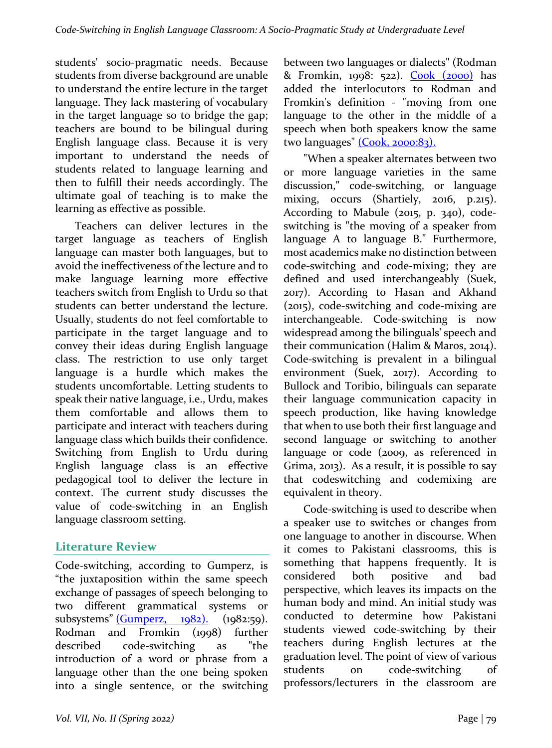students' socio-pragmatic needs. Because students from diverse background are unable to understand the entire lecture in the target language. They lack mastering of vocabulary in the target language so to bridge the gap; teachers are bound to be bilingual during English language class. Because it is very important to understand the needs of students related to language learning and then to fulfill their needs accordingly. The ultimate goal of teaching is to make the learning as effective as possible.

Teachers can deliver lectures in the target language as teachers of English language can master both languages, but to avoid the ineffectiveness of the lecture and to make language learning more effective teachers switch from English to Urdu so that students can better understand the lecture. Usually, students do not feel comfortable to participate in the target language and to convey their ideas during English language class. The restriction to use only target language is a hurdle which makes the students uncomfortable. Letting students to speak their native language, i.e., Urdu, makes them comfortable and allows them to participate and interact with teachers during language class which builds their confidence. Switching from English to Urdu during English language class is an effective pedagogical tool to deliver the lecture in context. The current study discusses the value of code-switching in an English language classroom setting.

## Literature Review

Code-switching, according to Gumperz, is "the juxtaposition within the same speech exchange of passages of speech belonging to two different grammatical systems or subsystems" (Gumperz, 1982). (1982:59). Rodman and Fromkin (1998) further described code-switching as "the introduction of a word or phrase from a language other than the one being spoken into a single sentence, or the switching between two languages or dialects" (Rodman & Fromkin, 1998: 522). Cook (2000) has added the interlocutors to Rodman and Fromkin's definition - "moving from one language to the other in the middle of a speech when both speakers know the same two languages" (Cook, 2000:83).

"When a speaker alternates between two or more language varieties in the same discussion," code-switching, or language mixing, occurs (Shartiely, 2016, p.215). According to Mabule (2015, p. 340), code-switching is "the moving of a speaker from language A to language B." Furthermore, most academics make no distinction between code-switching and code-mixing; they are defined and used interchangeably (Suek, 2017). According to Hasan and Akhand (2015), code-switching and code-mixing are interchangeable. Code-switching is now widespread among the bilinguals' speech and their communication (Halim & Maros, 2014). Code-switching is prevalent in a bilingual environment (Suek, 2017). According to Bullock and Toribio, bilinguals can separate their language communication capacity in speech production, like having knowledge that when to use both their first language and second language or switching to another language or code (2009, as referenced in Grima, 2013). As a result, it is possible to say that codeswitching and codemixing are equivalent in theory.

Code-switching is used to describe when a speaker use to switches or changes from one language to another in discourse. When it comes to Pakistani classrooms, this is something that happens frequently. It is considered both positive and bad perspective, which leaves its impacts on the human body and mind. An initial study was conducted to determine how Pakistani students viewed code-switching by their teachers during English lectures at the graduation level. The point of view of various students on code-switching of professors/lecturers in the classroom are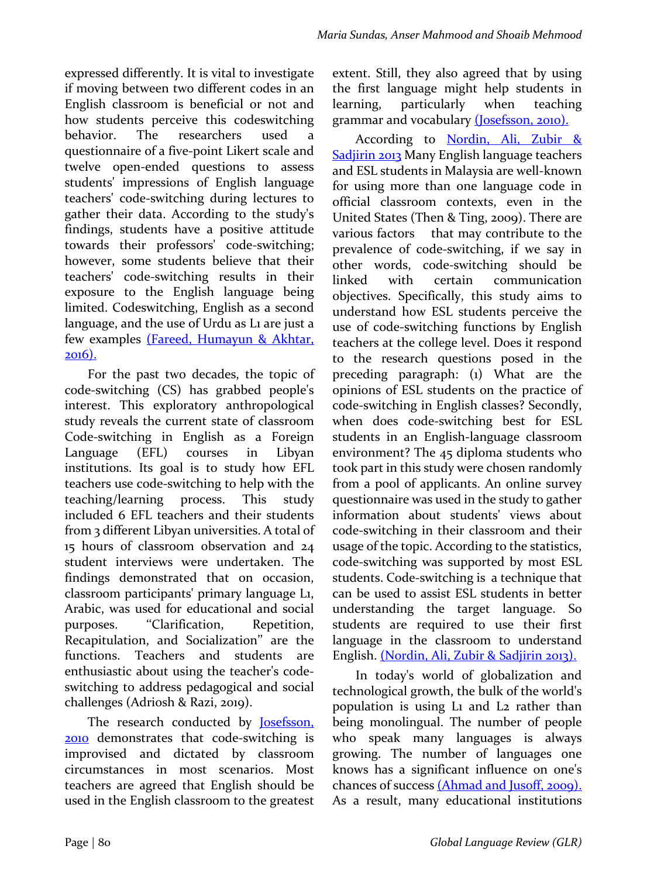expressed differently. It is vital to investigate if moving between two different codes in an English classroom is beneficial or not and how students perceive this codeswitching behavior. The researchers used a questionnaire of a five-point Likert scale and twelve open-ended questions to assess students' impressions of English language teachers' code-switching during lectures to gather their data. According to the study's findings, students have a positive attitude towards their professors' code-switching; however, some students believe that their teachers' code-switching results in their exposure to the English language being limited. Codeswitching, English as a second language, and the use of Urdu as L1 are just a few examples (Fareed, Humayun & Akhtar, 2016).

For the past two decades, the topic of code-switching (CS) has grabbed people's interest. This exploratory anthropological study reveals the current state of classroom Code-switching in English as a Foreign Language (EFL) courses in Libyan institutions. Its goal is to study how EFL teachers use code-switching to help with the teaching/learning process. This study included 6 EFL teachers and their students from 3 different Libyan universities. A total of 15 hours of classroom observation and 24 student interviews were undertaken. The findings demonstrated that on occasion, classroom participants' primary language L1, Arabic, was used for educational and social purposes. "Clarification, Repetition, Recapitulation, and Socialization" are the functions. Teachers and students are enthusiastic about using the teacher's code-switching to address pedagogical and social challenges (Adriosh & Razi, 2019).

The research conducted by Josefsson, 2010 demonstrates that code-switching is improvised and dictated by classroom circumstances in most scenarios. Most teachers are agreed that English should be used in the English classroom to the greatest extent. Still, they also agreed that by using the first language might help students in learning, particularly when teaching grammar and vocabulary (Josefsson, 2010).

According to Nordin, Ali, Zubir & Sadjirin 2013 Many English language teachers and ESL students in Malaysia are well-known for using more than one language code in official classroom contexts, even in the United States (Then & Ting, 2009). There are various factors that may contribute to the prevalence of code-switching, if we say in other words, code-switching should be linked with certain communication objectives. Specifically, this study aims to understand how ESL students perceive the use of code-switching functions by English teachers at the college level. Does it respond to the research questions posed in the preceding paragraph: (1) What are the opinions of ESL students on the practice of code-switching in English classes? Secondly, when does code-switching best for ESL students in an English-language classroom environment? The 45 diploma students who took part in this study were chosen randomly from a pool of applicants. An online survey questionnaire was used in the study to gather information about students' views about code-switching in their classroom and their usage of the topic. According to the statistics, code-switching was supported by most ESL students. Code-switching is a technique that can be used to assist ESL students in better understanding the target language. So students are required to use their first language in the classroom to understand English. (Nordin, Ali, Zubir & Sadjirin 2013).

In today's world of globalization and technological growth, the bulk of the world's population is using L1 and L2 rather than being monolingual. The number of people who speak many languages is always growing. The number of languages one knows has a significant influence on one's chances of success (Ahmad and Jusoff, 2009). As a result, many educational institutions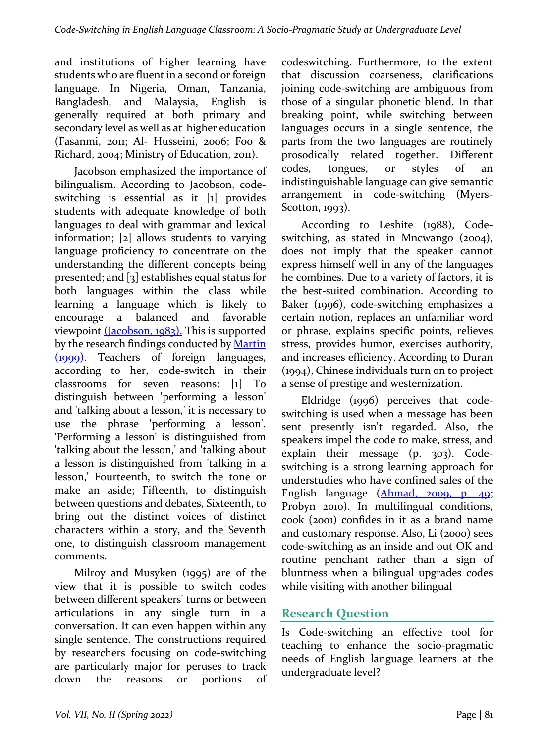and institutions of higher learning have students who are fluent in a second or foreign language. In Nigeria, Oman, Tanzania, Bangladesh, and Malaysia, English is generally required at both primary and secondary level as well as at higher education (Fasanmi, 2011; Al- Husseini, 2006; Foo & Richard, 2004; Ministry of Education, 2011).

Jacobson emphasized the importance of bilingualism. According to Jacobson, code-switching is essential as it [1] provides students with adequate knowledge of both languages to deal with grammar and lexical information; [2] allows students to varying language proficiency to concentrate on the understanding the different concepts being presented; and [3] establishes equal status for both languages within the class while learning a language which is likely to encourage a balanced and favorable viewpoint (Jacobson, 1983). This is supported by the research findings conducted by Martin (1999). Teachers of foreign languages, according to her, code-switch in their classrooms for seven reasons: [1] To distinguish between 'performing a lesson' and 'talking about a lesson,' it is necessary to use the phrase 'performing a lesson'. 'Performing a lesson' is distinguished from 'talking about the lesson,' and 'talking about a lesson is distinguished from 'talking in a lesson,' Fourteenth, to switch the tone or make an aside; Fifteenth, to distinguish between questions and debates, Sixteenth, to bring out the distinct voices of distinct characters within a story, and the Seventh one, to distinguish classroom management comments.

Milroy and Musyken (1995) are of the view that it is possible to switch codes between different speakers' turns or between articulations in any single turn in a conversation. It can even happen within any single sentence. The constructions required by researchers focusing on code-switching are particularly major for peruses to track down the reasons or portions of codeswitching. Furthermore, to the extent that discussion coarseness, clarifications joining code-switching are ambiguous from those of a singular phonetic blend. In that breaking point, while switching between languages occurs in a single sentence, the parts from the two languages are routinely prosodically related together. Different codes, tongues, or styles of an indistinguishable language can give semantic arrangement in code-switching (Myers-Scotton, 1993).

According to Leshite (1988), Code-switching, as stated in Mncwango (2004), does not imply that the speaker cannot express himself well in any of the languages he combines. Due to a variety of factors, it is the best-suited combination. According to Baker (1996), code-switching emphasizes a certain notion, replaces an unfamiliar word or phrase, explains specific points, relieves stress, provides humor, exercises authority, and increases efficiency. According to Duran (1994), Chinese individuals turn on to project a sense of prestige and westernization.

Eldridge (1996) perceives that code-switching is used when a message has been sent presently isn't regarded. Also, the speakers impel the code to make, stress, and explain their message (p. 303). Code-switching is a strong learning approach for understudies who have confined sales of the English language (Ahmad, 2009, p. 49; Probyn 2010). In multilingual conditions, cook (2001) confides in it as a brand name and customary response. Also, Li (2000) sees code-switching as an inside and out OK and routine penchant rather than a sign of bluntness when a bilingual upgrades codes while visiting with another bilingual

## Research Question

Is Code-switching an effective tool for teaching to enhance the socio-pragmatic needs of English language learners at the undergraduate level?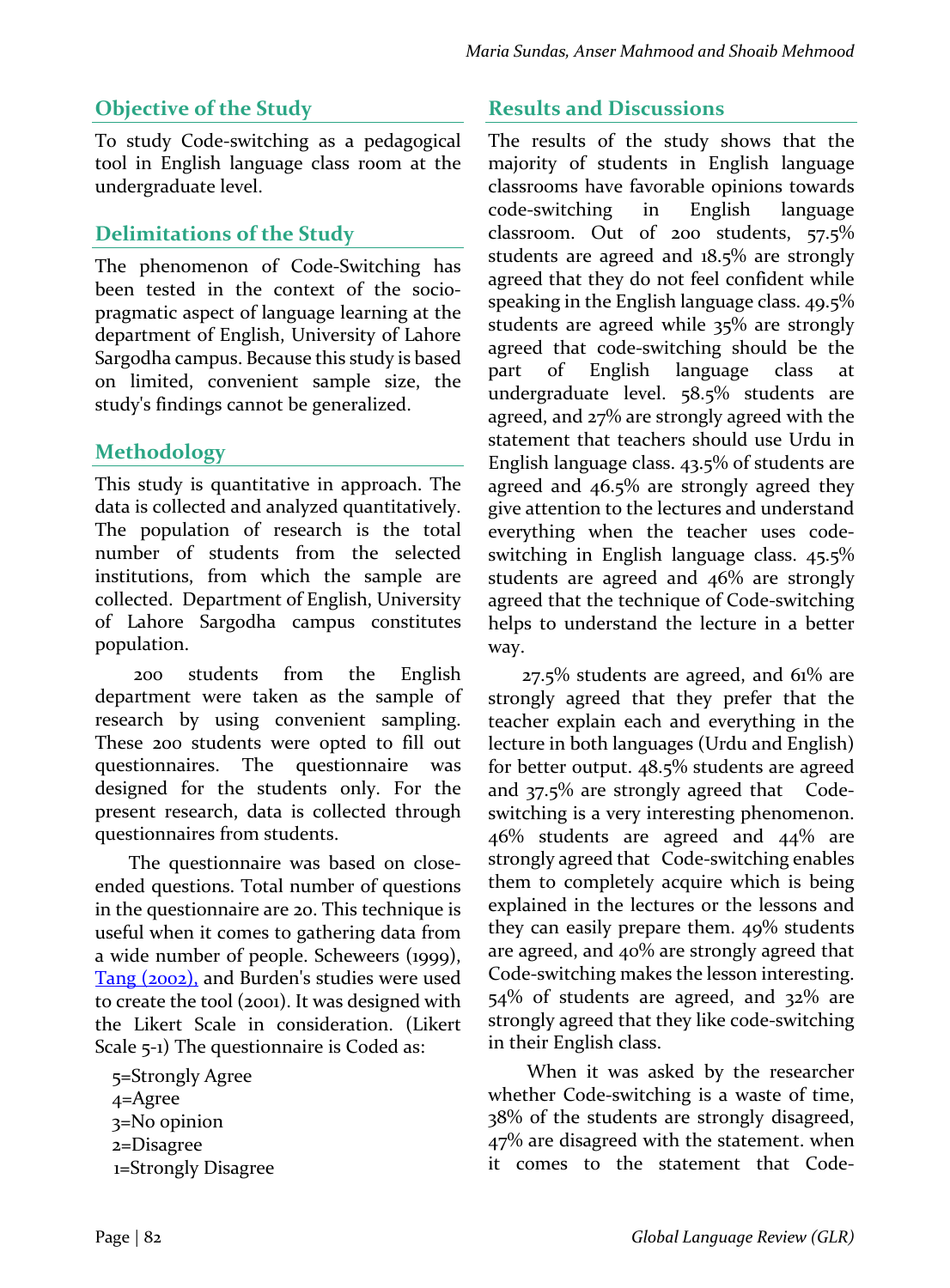## Objective of the Study

To study Code-switching as a pedagogical tool in English language class room at the undergraduate level.

## Delimitations of the Study

The phenomenon of Code-Switching has been tested in the context of the socio-pragmatic aspect of language learning at the department of English, University of Lahore Sargodha campus. Because this study is based on limited, convenient sample size, the study's findings cannot be generalized.

## Methodology

This study is quantitative in approach. The data is collected and analyzed quantitatively. The population of research is the total number of students from the selected institutions, from which the sample are collected. Department of English, University of Lahore Sargodha campus constitutes population.

200 students from the English department were taken as the sample of research by using convenient sampling. These 200 students were opted to fill out questionnaires. The questionnaire was designed for the students only. For the present research, data is collected through questionnaires from students.

The questionnaire was based on close-ended questions. Total number of questions in the questionnaire are 20. This technique is useful when it comes to gathering data from a wide number of people. Scheweers (1999), Tang (2002), and Burden's studies were used to create the tool (2001). It was designed with the Likert Scale in consideration. (Likert Scale 5-1) The questionnaire is Coded as:

5=Strongly Agree
4=Agree
3=No opinion
2=Disagree
1=Strongly Disagree

## Results and Discussions

The results of the study shows that the majority of students in English language classrooms have favorable opinions towards code-switching in English language classroom. Out of 200 students, 57.5% students are agreed and 18.5% are strongly agreed that they do not feel confident while speaking in the English language class. 49.5% students are agreed while 35% are strongly agreed that code-switching should be the part of English language class at undergraduate level. 58.5% students are agreed, and 27% are strongly agreed with the statement that teachers should use Urdu in English language class. 43.5% of students are agreed and 46.5% are strongly agreed they give attention to the lectures and understand everything when the teacher uses code-switching in English language class. 45.5% students are agreed and 46% are strongly agreed that the technique of Code-switching helps to understand the lecture in a better way.

27.5% students are agreed, and 61% are strongly agreed that they prefer that the teacher explain each and everything in the lecture in both languages (Urdu and English) for better output. 48.5% students are agreed and 37.5% are strongly agreed that Code-switching is a very interesting phenomenon. 46% students are agreed and 44% are strongly agreed that Code-switching enables them to completely acquire which is being explained in the lectures or the lessons and they can easily prepare them. 49% students are agreed, and 40% are strongly agreed that Code-switching makes the lesson interesting. 54% of students are agreed, and 32% are strongly agreed that they like code-switching in their English class.

When it was asked by the researcher whether Code-switching is a waste of time, 38% of the students are strongly disagreed, 47% are disagreed with the statement. when it comes to the statement that Code-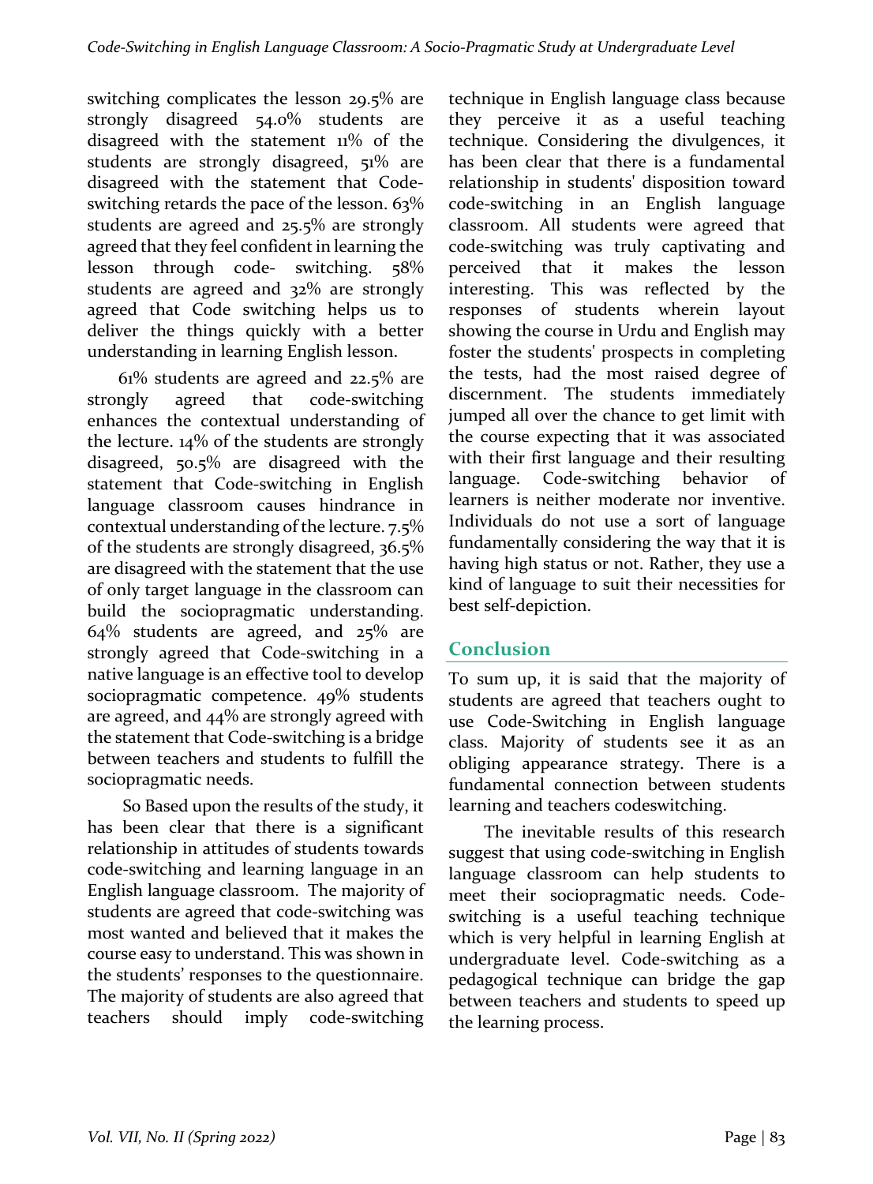switching complicates the lesson 29.5% are strongly disagreed 54.0% students are disagreed with the statement 11% of the students are strongly disagreed, 51% are disagreed with the statement that Code-switching retards the pace of the lesson. 63% students are agreed and 25.5% are strongly agreed that they feel confident in learning the lesson through code- switching. 58% students are agreed and 32% are strongly agreed that Code switching helps us to deliver the things quickly with a better understanding in learning English lesson.

61% students are agreed and 22.5% are strongly agreed that code-switching enhances the contextual understanding of the lecture. 14% of the students are strongly disagreed, 50.5% are disagreed with the statement that Code-switching in English language classroom causes hindrance in contextual understanding of the lecture. 7.5% of the students are strongly disagreed, 36.5% are disagreed with the statement that the use of only target language in the classroom can build the sociopragmatic understanding. 64% students are agreed, and 25% are strongly agreed that Code-switching in a native language is an effective tool to develop sociopragmatic competence. 49% students are agreed, and 44% are strongly agreed with the statement that Code-switching is a bridge between teachers and students to fulfill the sociopragmatic needs.

So Based upon the results of the study, it has been clear that there is a significant relationship in attitudes of students towards code-switching and learning language in an English language classroom. The majority of students are agreed that code-switching was most wanted and believed that it makes the course easy to understand. This was shown in the students' responses to the questionnaire. The majority of students are also agreed that teachers should imply code-switching technique in English language class because they perceive it as a useful teaching technique. Considering the divulgences, it has been clear that there is a fundamental relationship in students' disposition toward code-switching in an English language classroom. All students were agreed that code-switching was truly captivating and perceived that it makes the lesson interesting. This was reflected by the responses of students wherein layout showing the course in Urdu and English may foster the students' prospects in completing the tests, had the most raised degree of discernment. The students immediately jumped all over the chance to get limit with the course expecting that it was associated with their first language and their resulting language. Code-switching behavior of learners is neither moderate nor inventive. Individuals do not use a sort of language fundamentally considering the way that it is having high status or not. Rather, they use a kind of language to suit their necessities for best self-depiction.

## Conclusion

To sum up, it is said that the majority of students are agreed that teachers ought to use Code-Switching in English language class. Majority of students see it as an obliging appearance strategy. There is a fundamental connection between students learning and teachers codeswitching.

The inevitable results of this research suggest that using code-switching in English language classroom can help students to meet their sociopragmatic needs. Code-switching is a useful teaching technique which is very helpful in learning English at undergraduate level. Code-switching as a pedagogical technique can bridge the gap between teachers and students to speed up the learning process.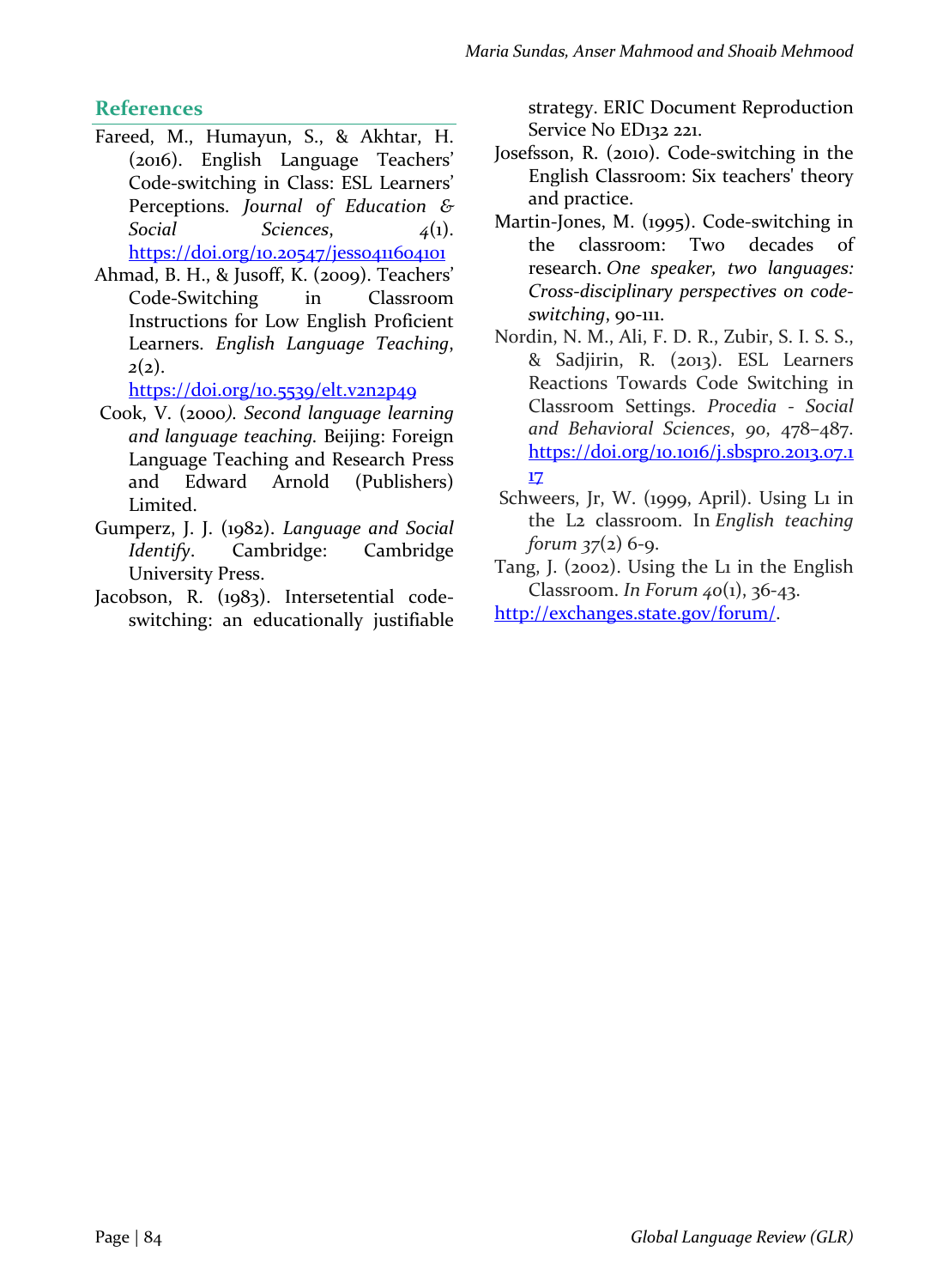## References

Fareed, M., Humayun, S., & Akhtar, H. (2016). English Language Teachers' Code-switching in Class: ESL Learners' Perceptions. *Journal of Education & Social Sciences*, *4*(1). https://doi.org/10.20547/jess0411604101

Ahmad, B. H., & Jusoff, K. (2009). Teachers' Code-Switching in Classroom Instructions for Low English Proficient Learners. *English Language Teaching*, *2*(2). https://doi.org/10.5539/elt.v2n2p49

Cook, V. (2000). *Second language learning and language teaching.* Beijing: Foreign Language Teaching and Research Press and Edward Arnold (Publishers) Limited.

Gumperz, J. J. (1982). *Language and Social Identify*. Cambridge: Cambridge University Press.

Jacobson, R. (1983). Intersetential code-switching: an educationally justifiable strategy. ERIC Document Reproduction Service No ED132 221.

Josefsson, R. (2010). Code-switching in the English Classroom: Six teachers' theory and practice.

Martin-Jones, M. (1995). Code-switching in the classroom: Two decades of research. *One speaker, two languages: Cross-disciplinary perspectives on code-switching*, 90-111.

Nordin, N. M., Ali, F. D. R., Zubir, S. I. S. S., & Sadjirin, R. (2013). ESL Learners Reactions Towards Code Switching in Classroom Settings. *Procedia - Social and Behavioral Sciences*, *90*, 478–487. https://doi.org/10.1016/j.sbspro.2013.07.117

Schweers, Jr, W. (1999, April). Using L1 in the L2 classroom. In *English teaching forum 37*(2) 6-9.

Tang, J. (2002). Using the L1 in the English Classroom. *In Forum 40*(1), 36-43. http://exchanges.state.gov/forum/.